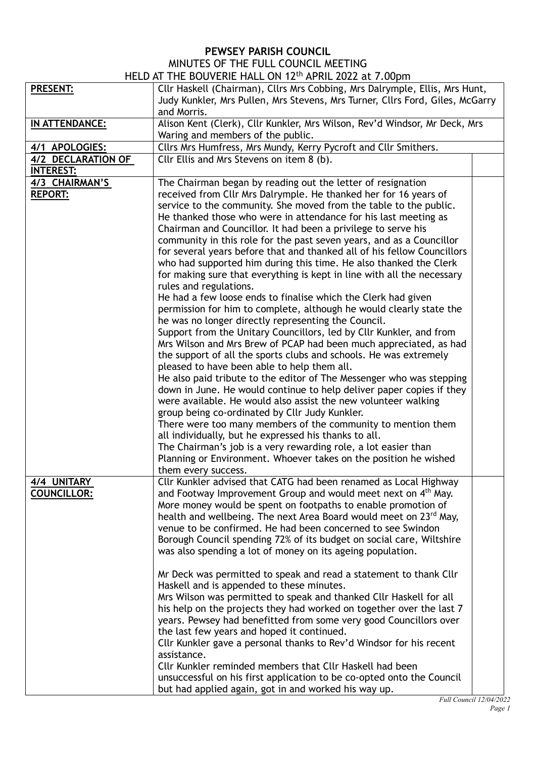# PEWSEY PARISH COUNCIL

MINUTES OF THE FULL COUNCIL MEETING
HELD AT THE BOUVERIE HALL ON 12th APRIL 2022 at 7.00pm

| | | |
|---|---|---|
| **PRESENT:** | Cllr Haskell (Chairman), Cllrs Mrs Cobbing, Mrs Dalrymple, Ellis, Mrs Hunt, Judy Kunkler, Mrs Pullen, Mrs Stevens, Mrs Turner, Cllrs Ford, Giles, McGarry and Morris. | |
| **IN ATTENDANCE:** | Alison Kent (Clerk), Cllr Kunkler, Mrs Wilson, Rev'd Windsor, Mr Deck, Mrs Waring and members of the public. | |
| **4/1 APOLOGIES:** | Cllrs Mrs Humfress, Mrs Mundy, Kerry Pycroft and Cllr Smithers. | |
| **4/2 DECLARATION OF INTEREST:** | Cllr Ellis and Mrs Stevens on item 8 (b). | |
| **4/3 CHAIRMAN'S REPORT:** | The Chairman began by reading out the letter of resignation received from Cllr Mrs Dalrymple. He thanked her for 16 years of service to the community. She moved from the table to the public.<br>He thanked those who were in attendance for his last meeting as Chairman and Councillor. It had been a privilege to serve his community in this role for the past seven years, and as a Councillor for several years before that and thanked all of his fellow Councillors who had supported him during this time. He also thanked the Clerk for making sure that everything is kept in line with all the necessary rules and regulations.<br>He had a few loose ends to finalise which the Clerk had given permission for him to complete, although he would clearly state the he was no longer directly representing the Council.<br>Support from the Unitary Councillors, led by Cllr Kunkler, and from Mrs Wilson and Mrs Brew of PCAP had been much appreciated, as had the support of all the sports clubs and schools. He was extremely pleased to have been able to help them all.<br>He also paid tribute to the editor of The Messenger who was stepping down in June. He would continue to help deliver paper copies if they were available. He would also assist the new volunteer walking group being co-ordinated by Cllr Judy Kunkler.<br>There were too many members of the community to mention them all individually, but he expressed his thanks to all.<br>The Chairman's job is a very rewarding role, a lot easier than Planning or Environment. Whoever takes on the position he wished them every success. | |
| **4/4 UNITARY COUNCILLOR:** | Cllr Kunkler advised that CATG had been renamed as Local Highway and Footway Improvement Group and would meet next on 4th May. More money would be spent on footpaths to enable promotion of health and wellbeing. The next Area Board would meet on 23rd May, venue to be confirmed. He had been concerned to see Swindon Borough Council spending 72% of its budget on social care, Wiltshire was also spending a lot of money on its ageing population.<br><br>Mr Deck was permitted to speak and read a statement to thank Cllr Haskell and is appended to these minutes.<br>Mrs Wilson was permitted to speak and thanked Cllr Haskell for all his help on the projects they had worked on together over the last 7 years. Pewsey had benefitted from some very good Councillors over the last few years and hoped it continued.<br>Cllr Kunkler gave a personal thanks to Rev'd Windsor for his recent assistance.<br>Cllr Kunkler reminded members that Cllr Haskell had been unsuccessful on his first application to be co-opted onto the Council but had applied again, got in and worked his way up. | |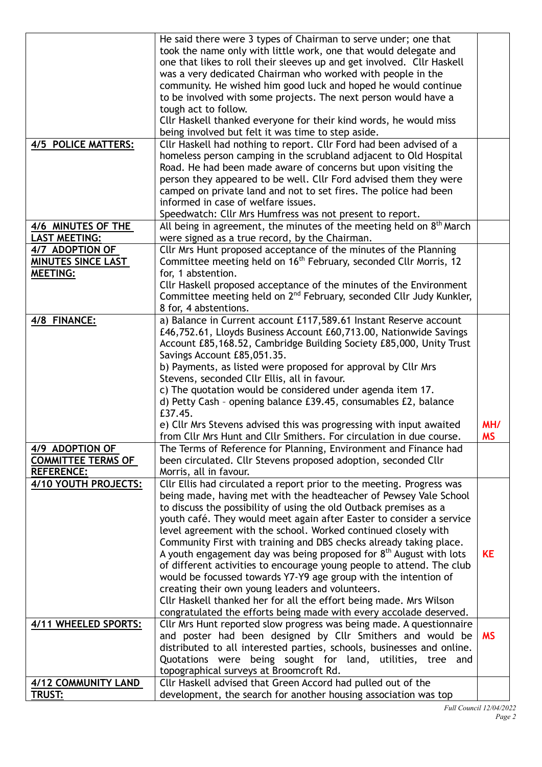| | | |
|---|---|---|
| | He said there were 3 types of Chairman to serve under; one that took the name only with little work, one that would delegate and one that likes to roll their sleeves up and get involved. Cllr Haskell was a very dedicated Chairman who worked with people in the community. He wished him good luck and hoped he would continue to be involved with some projects. The next person would have a tough act to follow.<br>Cllr Haskell thanked everyone for their kind words, he would miss being involved but felt it was time to step aside. | |
| **4/5 POLICE MATTERS:** | Cllr Haskell had nothing to report. Cllr Ford had been advised of a homeless person camping in the scrubland adjacent to Old Hospital Road. He had been made aware of concerns but upon visiting the person they appeared to be well. Cllr Ford advised them they were camped on private land and not to set fires. The police had been informed in case of welfare issues.<br>Speedwatch: Cllr Mrs Humfress was not present to report. | |
| **4/6 MINUTES OF THE LAST MEETING:** | All being in agreement, the minutes of the meeting held on 8th March were signed as a true record, by the Chairman. | |
| **4/7 ADOPTION OF MINUTES SINCE LAST MEETING:** | Cllr Mrs Hunt proposed acceptance of the minutes of the Planning Committee meeting held on 16th February, seconded Cllr Morris, 12 for, 1 abstention.<br>Cllr Haskell proposed acceptance of the minutes of the Environment Committee meeting held on 2nd February, seconded Cllr Judy Kunkler, 8 for, 4 abstentions. | |
| **4/8 FINANCE:** | a) Balance in Current account £117,589.61 Instant Reserve account £46,752.61, Lloyds Business Account £60,713.00, Nationwide Savings Account £85,168.52, Cambridge Building Society £85,000, Unity Trust Savings Account £85,051.35.<br>b) Payments, as listed were proposed for approval by Cllr Mrs Stevens, seconded Cllr Ellis, all in favour.<br>c) The quotation would be considered under agenda item 17.<br>d) Petty Cash – opening balance £39.45, consumables £2, balance £37.45.<br>e) Cllr Mrs Stevens advised this was progressing with input awaited from Cllr Mrs Hunt and Cllr Smithers. For circulation in due course. | **MH/ MS** |
| **4/9 ADOPTION OF COMMITTEE TERMS OF REFERENCE:** | The Terms of Reference for Planning, Environment and Finance had been circulated. Cllr Stevens proposed adoption, seconded Cllr Morris, all in favour. | |
| **4/10 YOUTH PROJECTS:** | Cllr Ellis had circulated a report prior to the meeting. Progress was being made, having met with the headteacher of Pewsey Vale School to discuss the possibility of using the old Outback premises as a youth café. They would meet again after Easter to consider a service level agreement with the school. Worked continued closely with Community First with training and DBS checks already taking place. A youth engagement day was being proposed for 8th August with lots of different activities to encourage young people to attend. The club would be focussed towards Y7-Y9 age group with the intention of creating their own young leaders and volunteers.<br>Cllr Haskell thanked her for all the effort being made. Mrs Wilson congratulated the efforts being made with every accolade deserved. | **KE** |
| **4/11 WHEELED SPORTS:** | Cllr Mrs Hunt reported slow progress was being made. A questionnaire and poster had been designed by Cllr Smithers and would be distributed to all interested parties, schools, businesses and online. Quotations were being sought for land, utilities, tree and topographical surveys at Broomcroft Rd. | **MS** |
| **4/12 COMMUNITY LAND TRUST:** | Cllr Haskell advised that Green Accord had pulled out of the development, the search for another housing association was top | |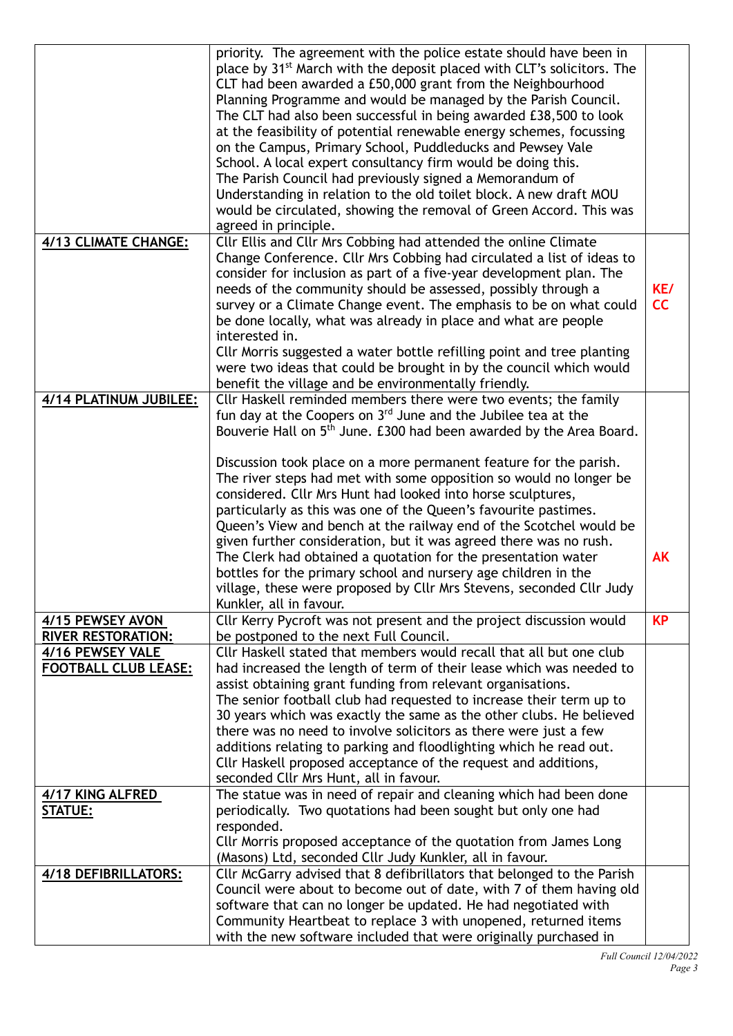| | | |
|---|---|---|
| | priority. The agreement with the police estate should have been in place by 31st March with the deposit placed with CLT's solicitors. The CLT had been awarded a £50,000 grant from the Neighbourhood Planning Programme and would be managed by the Parish Council. The CLT had also been successful in being awarded £38,500 to look at the feasibility of potential renewable energy schemes, focussing on the Campus, Primary School, Puddleducks and Pewsey Vale School. A local expert consultancy firm would be doing this. The Parish Council had previously signed a Memorandum of Understanding in relation to the old toilet block. A new draft MOU would be circulated, showing the removal of Green Accord. This was agreed in principle. | |
| **4/13 CLIMATE CHANGE:** | Cllr Ellis and Cllr Mrs Cobbing had attended the online Climate Change Conference. Cllr Mrs Cobbing had circulated a list of ideas to consider for inclusion as part of a five-year development plan. The needs of the community should be assessed, possibly through a survey or a Climate Change event. The emphasis to be on what could be done locally, what was already in place and what are people interested in.<br>Cllr Morris suggested a water bottle refilling point and tree planting were two ideas that could be brought in by the council which would benefit the village and be environmentally friendly. | **KE/ CC** |
| **4/14 PLATINUM JUBILEE:** | Cllr Haskell reminded members there were two events; the family fun day at the Coopers on 3rd June and the Jubilee tea at the Bouverie Hall on 5th June. £300 had been awarded by the Area Board.<br><br>Discussion took place on a more permanent feature for the parish. The river steps had met with some opposition so would no longer be considered. Cllr Mrs Hunt had looked into horse sculptures, particularly as this was one of the Queen's favourite pastimes. Queen's View and bench at the railway end of the Scotchel would be given further consideration, but it was agreed there was no rush. The Clerk had obtained a quotation for the presentation water bottles for the primary school and nursery age children in the village, these were proposed by Cllr Mrs Stevens, seconded Cllr Judy Kunkler, all in favour. | **AK** |
| **4/15 PEWSEY AVON RIVER RESTORATION:** | Cllr Kerry Pycroft was not present and the project discussion would be postponed to the next Full Council. | **KP** |
| **4/16 PEWSEY VALE FOOTBALL CLUB LEASE:** | Cllr Haskell stated that members would recall that all but one club had increased the length of term of their lease which was needed to assist obtaining grant funding from relevant organisations.<br>The senior football club had requested to increase their term up to 30 years which was exactly the same as the other clubs. He believed there was no need to involve solicitors as there were just a few additions relating to parking and floodlighting which he read out.<br>Cllr Haskell proposed acceptance of the request and additions, seconded Cllr Mrs Hunt, all in favour. | |
| **4/17 KING ALFRED STATUE:** | The statue was in need of repair and cleaning which had been done periodically. Two quotations had been sought but only one had responded.<br>Cllr Morris proposed acceptance of the quotation from James Long (Masons) Ltd, seconded Cllr Judy Kunkler, all in favour. | |
| **4/18 DEFIBRILLATORS:** | Cllr McGarry advised that 8 defibrillators that belonged to the Parish Council were about to become out of date, with 7 of them having old software that can no longer be updated. He had negotiated with Community Heartbeat to replace 3 with unopened, returned items with the new software included that were originally purchased in | |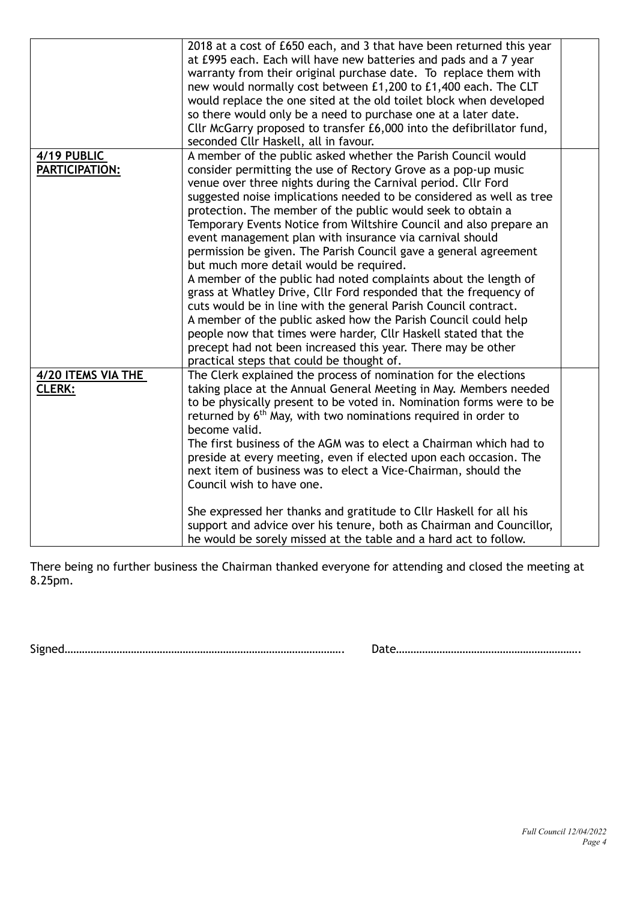| | | |
|---|---|---|
| | 2018 at a cost of £650 each, and 3 that have been returned this year at £995 each. Each will have new batteries and pads and a 7 year warranty from their original purchase date. To replace them with new would normally cost between £1,200 to £1,400 each. The CLT would replace the one sited at the old toilet block when developed so there would only be a need to purchase one at a later date.<br>Cllr McGarry proposed to transfer £6,000 into the defibrillator fund, seconded Cllr Haskell, all in favour. | |
| **4/19 PUBLIC PARTICIPATION:** | A member of the public asked whether the Parish Council would consider permitting the use of Rectory Grove as a pop-up music venue over three nights during the Carnival period. Cllr Ford suggested noise implications needed to be considered as well as tree protection. The member of the public would seek to obtain a Temporary Events Notice from Wiltshire Council and also prepare an event management plan with insurance via carnival should permission be given. The Parish Council gave a general agreement but much more detail would be required.<br>A member of the public had noted complaints about the length of grass at Whatley Drive, Cllr Ford responded that the frequency of cuts would be in line with the general Parish Council contract.<br>A member of the public asked how the Parish Council could help people now that times were harder, Cllr Haskell stated that the precept had not been increased this year. There may be other practical steps that could be thought of. | |
| **4/20 ITEMS VIA THE CLERK:** | The Clerk explained the process of nomination for the elections taking place at the Annual General Meeting in May. Members needed to be physically present to be voted in. Nomination forms were to be returned by 6th May, with two nominations required in order to become valid.<br>The first business of the AGM was to elect a Chairman which had to preside at every meeting, even if elected upon each occasion. The next item of business was to elect a Vice-Chairman, should the Council wish to have one.<br><br>She expressed her thanks and gratitude to Cllr Haskell for all his support and advice over his tenure, both as Chairman and Councillor, he would be sorely missed at the table and a hard act to follow. | |

There being no further business the Chairman thanked everyone for attending and closed the meeting at 8.25pm.

Signed………………………………………………………………………………. Date……………………………………………………….